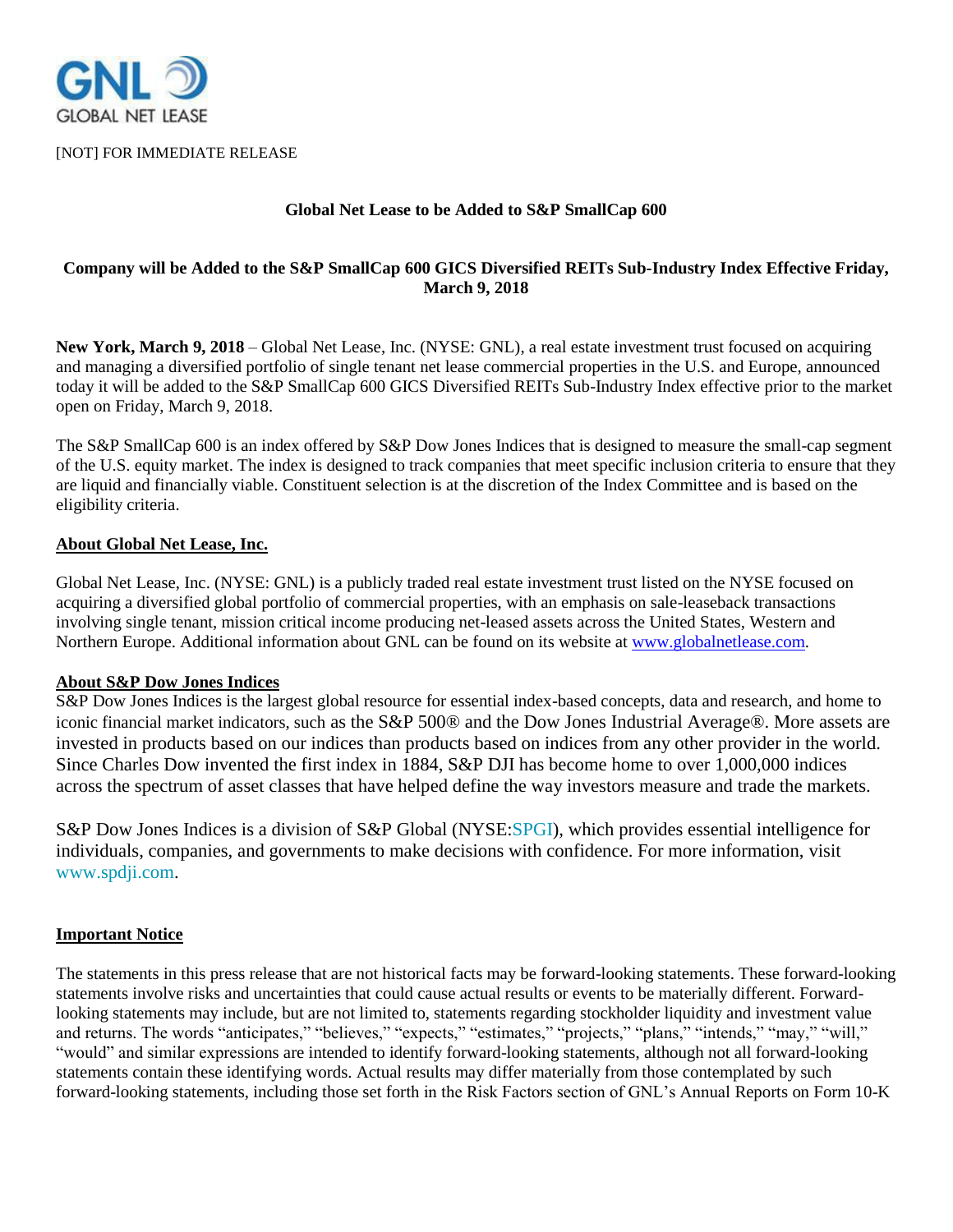GNL GLOBAL NET LEASE

[NOT] FOR IMMEDIATE RELEASE

**Global Net Lease to be Added to S&P SmallCap 600**

**Company will be Added to the S&P SmallCap 600 GICS Diversified REITs Sub-Industry Index Effective Friday, March 9, 2018**

**New York, March 9, 2018** – Global Net Lease, Inc. (NYSE: GNL), a real estate investment trust focused on acquiring and managing a diversified portfolio of single tenant net lease commercial properties in the U.S. and Europe, announced today it will be added to the S&P SmallCap 600 GICS Diversified REITs Sub-Industry Index effective prior to the market open on Friday, March 9, 2018.

The S&P SmallCap 600 is an index offered by S&P Dow Jones Indices that is designed to measure the small-cap segment of the U.S. equity market. The index is designed to track companies that meet specific inclusion criteria to ensure that they are liquid and financially viable. Constituent selection is at the discretion of the Index Committee and is based on the eligibility criteria.

**About Global Net Lease, Inc.**

Global Net Lease, Inc. (NYSE: GNL) is a publicly traded real estate investment trust listed on the NYSE focused on acquiring a diversified global portfolio of commercial properties, with an emphasis on sale-leaseback transactions involving single tenant, mission critical income producing net-leased assets across the United States, Western and Northern Europe. Additional information about GNL can be found on its website at www.globalnetlease.com.

**About S&P Dow Jones Indices**

S&P Dow Jones Indices is the largest global resource for essential index-based concepts, data and research, and home to iconic financial market indicators, such as the S&P 500® and the Dow Jones Industrial Average®. More assets are invested in products based on our indices than products based on indices from any other provider in the world. Since Charles Dow invented the first index in 1884, S&P DJI has become home to over 1,000,000 indices across the spectrum of asset classes that have helped define the way investors measure and trade the markets.

S&P Dow Jones Indices is a division of S&P Global (NYSE:SPGI), which provides essential intelligence for individuals, companies, and governments to make decisions with confidence. For more information, visit www.spdji.com.

**Important Notice**

The statements in this press release that are not historical facts may be forward-looking statements. These forward-looking statements involve risks and uncertainties that could cause actual results or events to be materially different. Forward-looking statements may include, but are not limited to, statements regarding stockholder liquidity and investment value and returns. The words "anticipates," "believes," "expects," "estimates," "projects," "plans," "intends," "may," "will," "would" and similar expressions are intended to identify forward-looking statements, although not all forward-looking statements contain these identifying words. Actual results may differ materially from those contemplated by such forward-looking statements, including those set forth in the Risk Factors section of GNL's Annual Reports on Form 10-K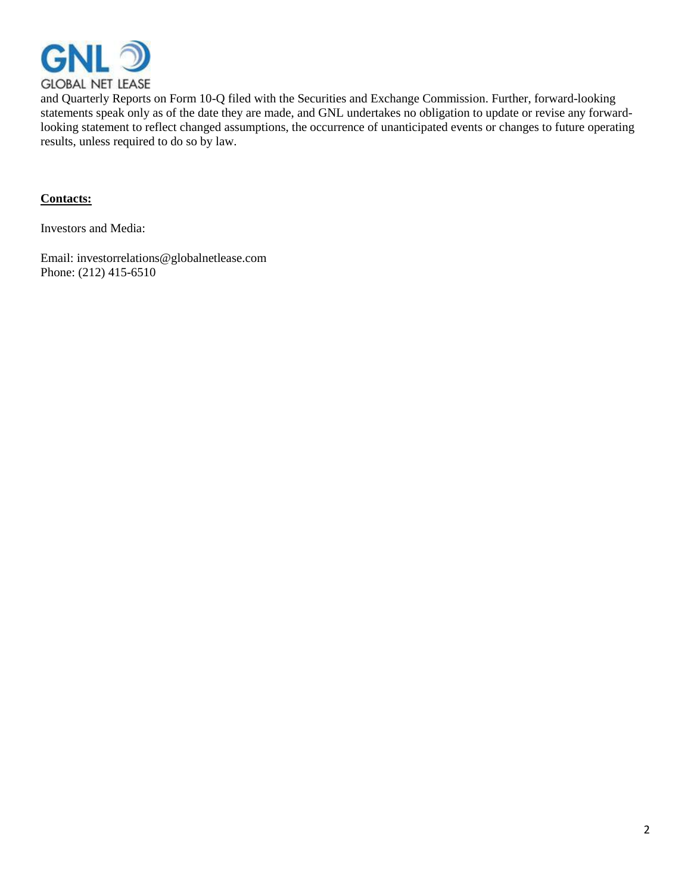and Quarterly Reports on Form 10-Q filed with the Securities and Exchange Commission. Further, forward-looking statements speak only as of the date they are made, and GNL undertakes no obligation to update or revise any forward-looking statement to reflect changed assumptions, the occurrence of unanticipated events or changes to future operating results, unless required to do so by law.

**Contacts:**

Investors and Media:

Email: investorrelations@globalnetlease.com
Phone: (212) 415-6510